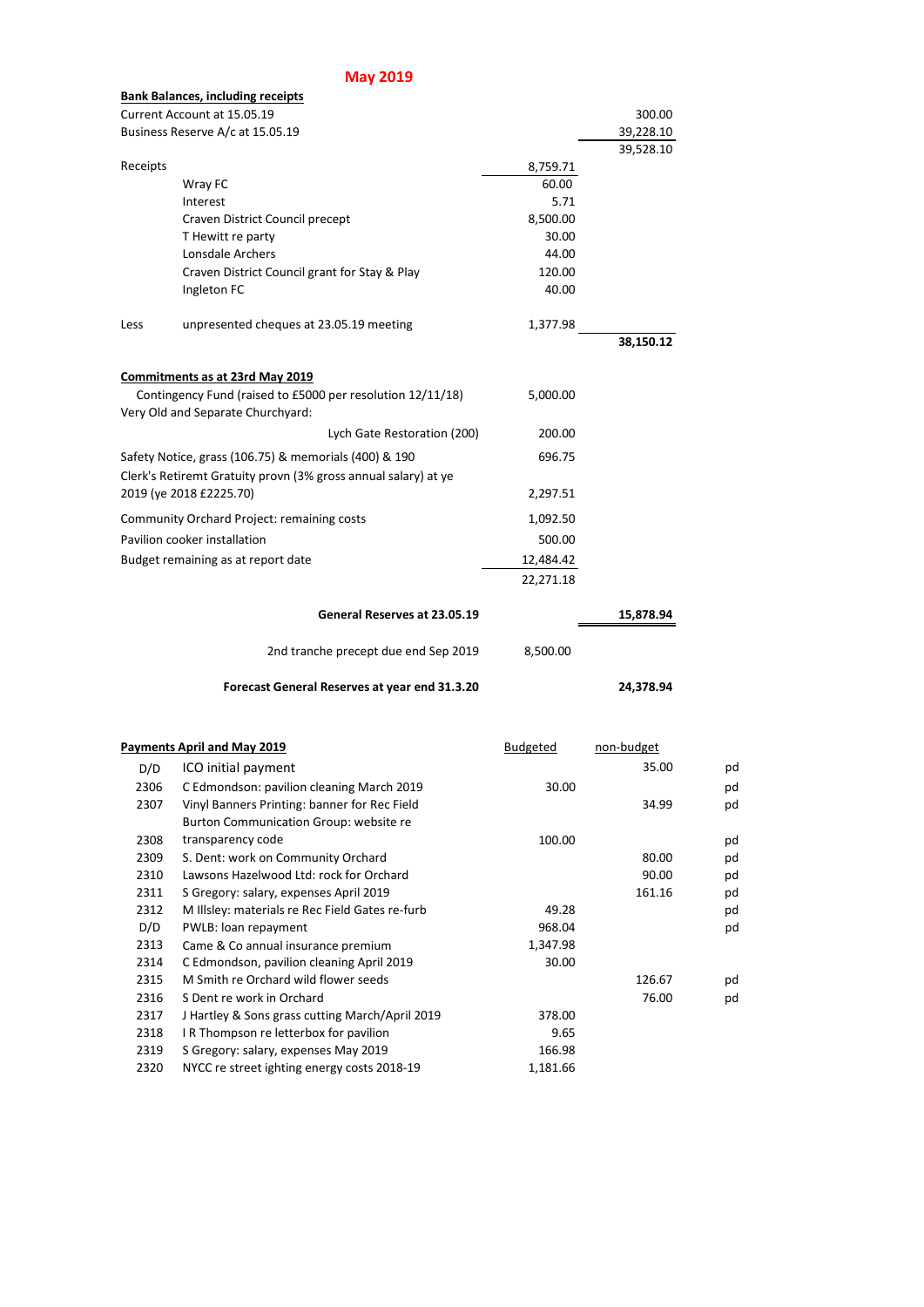## May 2019

**Bank Balances, including receipts**

| | | | |
|---|---|---|---|
| Current Account at 15.05.19 | | | 300.00 |
| Business Reserve A/c at 15.05.19 | | | 39,228.10 |
| | | | 39,528.10 |
| Receipts | | 8,759.71 | |
| | Wray FC | 60.00 | |
| | Interest | 5.71 | |
| | Craven District Council precept | 8,500.00 | |
| | T Hewitt re party | 30.00 | |
| | Lonsdale Archers | 44.00 | |
| | Craven District Council grant for Stay & Play | 120.00 | |
| | Ingleton FC | 40.00 | |
| Less | unpresented cheques at 23.05.19 meeting | 1,377.98 | |
| | | | **38,150.12** |

**Commitments as at 23rd May 2019**

| | | |
|---|---|---|
| Contingency Fund (raised to £5000 per resolution 12/11/18) | 5,000.00 | |
| Very Old and Separate Churchyard: | | |
| Lych Gate Restoration (200) | 200.00 | |
| Safety Notice, grass (106.75) & memorials (400) & 190 | 696.75 | |
| Clerk's Retiremt Gratuity provn (3% gross annual salary) at ye 2019 (ye 2018 £2225.70) | 2,297.51 | |
| Community Orchard Project: remaining costs | 1,092.50 | |
| Pavilion cooker installation | 500.00 | |
| Budget remaining as at report date | 12,484.42 | |
| | 22,271.18 | |
| **General Reserves at 23.05.19** | | **15,878.94** |
| 2nd tranche precept due end Sep 2019 | 8,500.00 | |
| **Forecast General Reserves at year end 31.3.20** | | **24,378.94** |

**Payments April and May 2019**

| | | Budgeted | non-budget | |
|---|---|---|---|---|
| D/D | ICO initial payment | | 35.00 | pd |
| 2306 | C Edmondson: pavilion cleaning March 2019 | 30.00 | | pd |
| 2307 | Vinyl Banners Printing: banner for Rec Field | | 34.99 | pd |
| 2308 | Burton Communication Group: website re transparency code | 100.00 | | pd |
| 2309 | S. Dent: work on Community Orchard | | 80.00 | pd |
| 2310 | Lawsons Hazelwood Ltd: rock for Orchard | | 90.00 | pd |
| 2311 | S Gregory: salary, expenses April 2019 | | 161.16 | pd |
| 2312 | M Illsley: materials re Rec Field Gates re-furb | 49.28 | | pd |
| D/D | PWLB: loan repayment | 968.04 | | pd |
| 2313 | Came & Co annual insurance premium | 1,347.98 | | |
| 2314 | C Edmondson, pavilion cleaning April 2019 | 30.00 | | |
| 2315 | M Smith re Orchard wild flower seeds | | 126.67 | pd |
| 2316 | S Dent re work in Orchard | | 76.00 | pd |
| 2317 | J Hartley & Sons grass cutting March/April 2019 | 378.00 | | |
| 2318 | I R Thompson re letterbox for pavilion | 9.65 | | |
| 2319 | S Gregory: salary, expenses May 2019 | 166.98 | | |
| 2320 | NYCC re street ighting energy costs 2018-19 | 1,181.66 | | |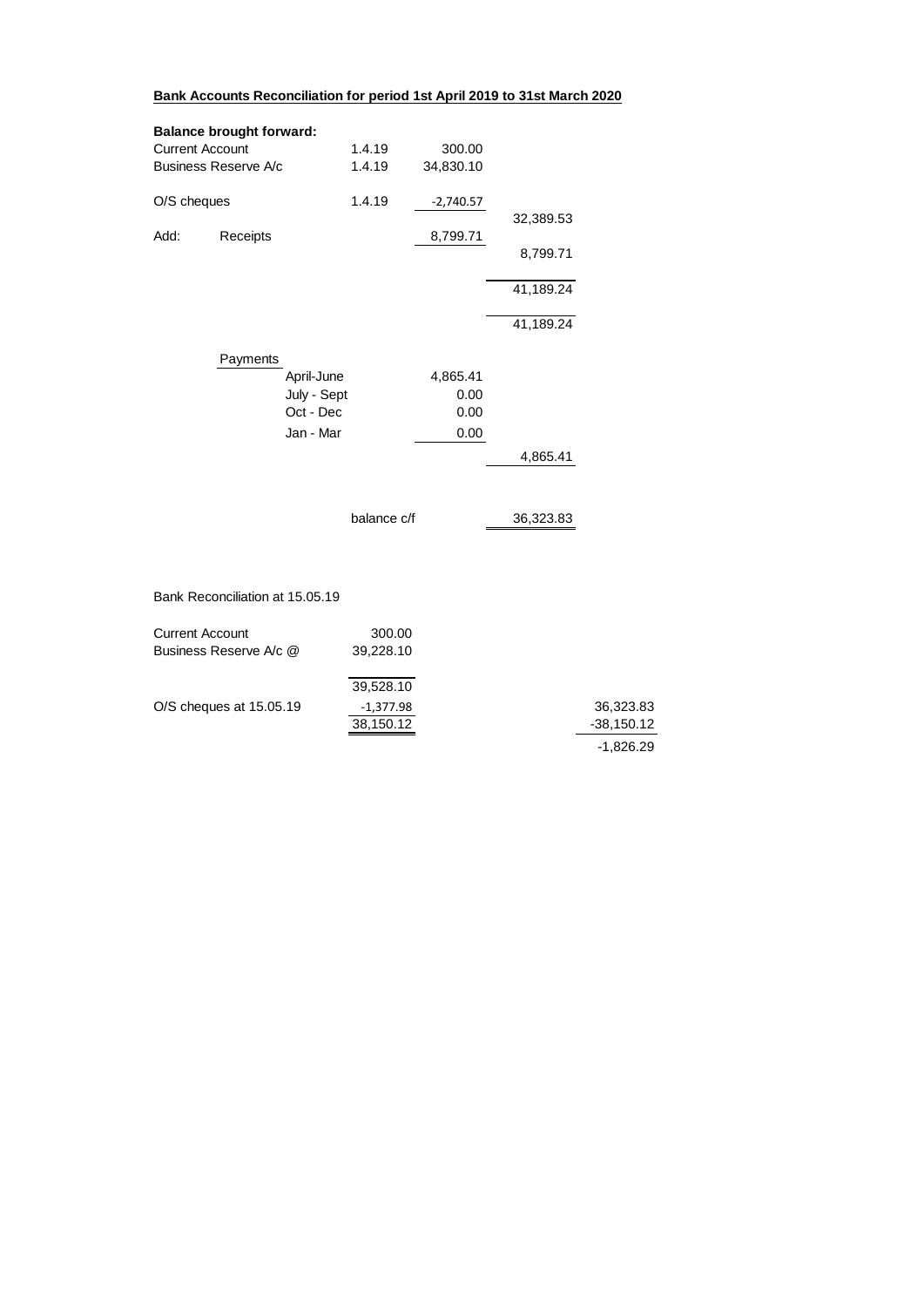**Bank Accounts Reconciliation for period 1st April 2019 to 31st March 2020**

| | | | | |
|---|---|---|---|---|
| **Balance brought forward:** | | | | |
| Current Account | | 1.4.19 | 300.00 | |
| Business Reserve A/c | | 1.4.19 | 34,830.10 | |
| O/S cheques | | 1.4.19 | -2,740.57 | |
| | | | | 32,389.53 |
| Add: | Receipts | | 8,799.71 | |
| | | | | 8,799.71 |
| | | | | 41,189.24 |
| | | | | 41,189.24 |
| | Payments | | | |
| | | April-June | 4,865.41 | |
| | | July - Sept | 0.00 | |
| | | Oct - Dec | 0.00 | |
| | | Jan - Mar | 0.00 | |
| | | | | 4,865.41 |
| | | balance c/f | | 36,323.83 |

Bank Reconciliation at 15.05.19

| | | |
|---|---|---|
| Current Account | 300.00 | |
| Business Reserve A/c @ | 39,228.10 | |
| | 39,528.10 | |
| O/S cheques at 15.05.19 | -1,377.98 | 36,323.83 |
| | 38,150.12 | -38,150.12 |
| | | -1,826.29 |